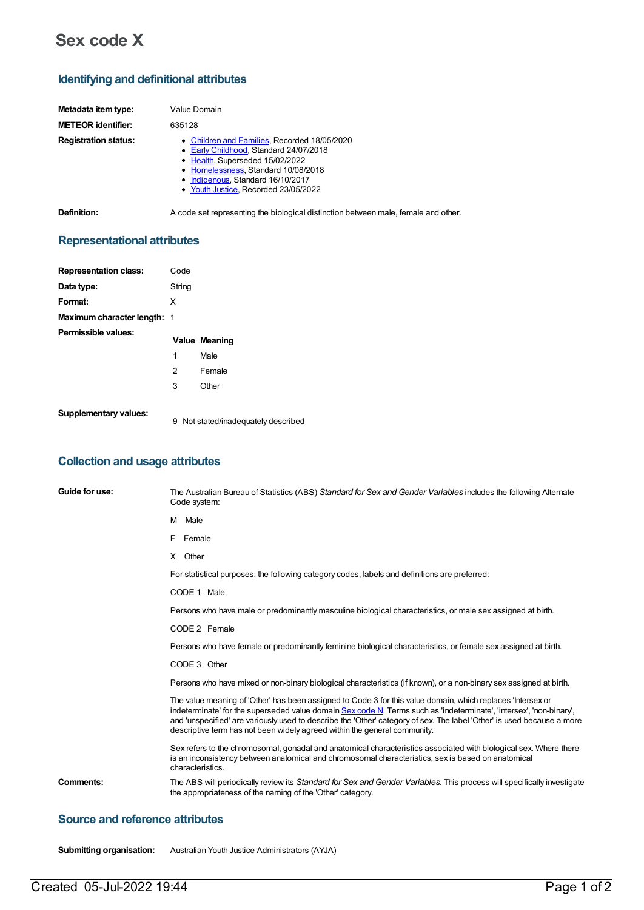# Sex code X

## Identifying and definitional attributes

**Metadata item type:** Value Domain

**METEOR identifier:** 635128

**Registration status:**
- Children and Families, Recorded 18/05/2020
- Early Childhood, Standard 24/07/2018
- Health, Superseded 15/02/2022
- Homelessness, Standard 10/08/2018
- Indigenous, Standard 16/10/2017
- Youth Justice, Recorded 23/05/2022

**Definition:** A code set representing the biological distinction between male, female and other.

## Representational attributes

**Representation class:** Code

**Data type:** String

**Format:** X

**Maximum character length:** 1

**Permissible values:**

| Value | Meaning |
|---|---|
| 1 | Male |
| 2 | Female |
| 3 | Other |

**Supplementary values:**

9 Not stated/inadequately described

## Collection and usage attributes

**Guide for use:**

The Australian Bureau of Statistics (ABS) *Standard for Sex and Gender Variables* includes the following Alternate Code system:

M Male

F Female

X Other

For statistical purposes, the following category codes, labels and definitions are preferred:

CODE 1 Male

Persons who have male or predominantly masculine biological characteristics, or male sex assigned at birth.

CODE 2 Female

Persons who have female or predominantly feminine biological characteristics, or female sex assigned at birth.

CODE 3 Other

Persons who have mixed or non-binary biological characteristics (if known), or a non-binary sex assigned at birth.

The value meaning of 'Other' has been assigned to Code 3 for this value domain, which replaces 'Intersex or indeterminate' for the superseded value domain Sex code N. Terms such as 'indeterminate', 'intersex', 'non-binary', and 'unspecified' are variously used to describe the 'Other' category of sex. The label 'Other' is used because a more descriptive term has not been widely agreed within the general community.

Sex refers to the chromosomal, gonadal and anatomical characteristics associated with biological sex. Where there is an inconsistency between anatomical and chromosomal characteristics, sex is based on anatomical characteristics.

**Comments:** The ABS will periodically review its *Standard for Sex and Gender Variables.* This process will specifically investigate the appropriateness of the naming of the 'Other' category.

## Source and reference attributes

**Submitting organisation:** Australian Youth Justice Administrators (AYJA)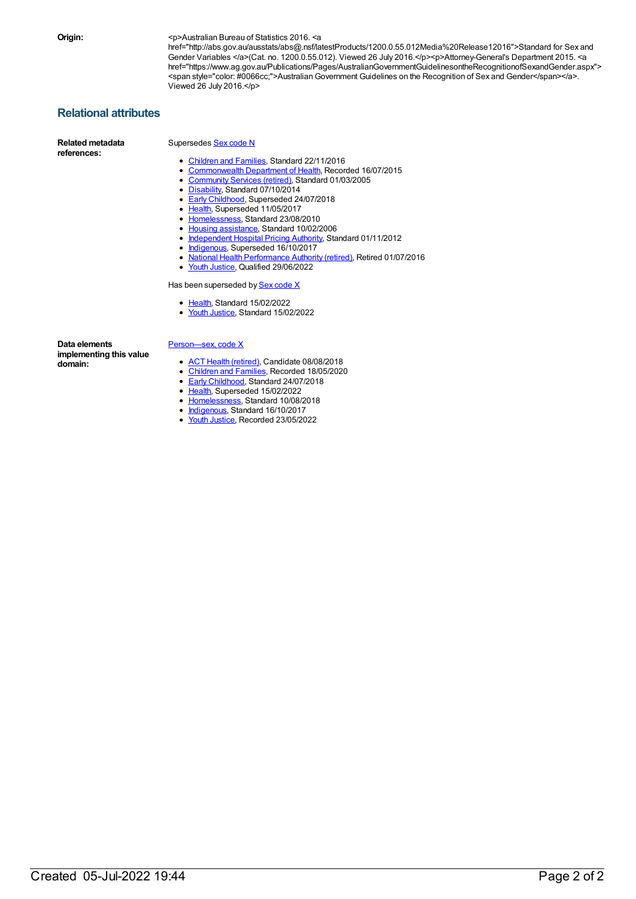**Origin:**

<p>Australian Bureau of Statistics 2016. <a href="http://abs.gov.au/ausstats/abs@.nsf/latestProducts/1200.0.55.012Media%20Release12016">Standard for Sex and Gender Variables </a>(Cat. no. 1200.0.55.012). Viewed 26 July 2016.</p><p>Attorney-General's Department 2015. <a href="https://www.ag.gov.au/Publications/Pages/AustralianGovernmentGuidelinesontheRecognitionofSexandGender.aspx"><span style="color: #0066cc;">Australian Government Guidelines on the Recognition of Sex and Gender</span></a>. Viewed 26 July 2016.</p>

## Relational attributes

**Related metadata references:**

Supersedes Sex code N

- Children and Families, Standard 22/11/2016
- Commonwealth Department of Health, Recorded 16/07/2015
- Community Services (retired), Standard 01/03/2005
- Disability, Standard 07/10/2014
- Early Childhood, Superseded 24/07/2018
- Health, Superseded 11/05/2017
- Homelessness, Standard 23/08/2010
- Housing assistance, Standard 10/02/2006
- Independent Hospital Pricing Authority, Standard 01/11/2012
- Indigenous, Superseded 16/10/2017
- National Health Performance Authority (retired), Retired 01/07/2016
- Youth Justice, Qualified 29/06/2022

Has been superseded by Sex code X

- Health, Standard 15/02/2022
- Youth Justice, Standard 15/02/2022

**Data elements implementing this value domain:**

Person—sex, code X

- ACT Health (retired), Candidate 08/08/2018
- Children and Families, Recorded 18/05/2020
- Early Childhood, Standard 24/07/2018
- Health, Superseded 15/02/2022
- Homelessness, Standard 10/08/2018
- Indigenous, Standard 16/10/2017
- Youth Justice, Recorded 23/05/2022